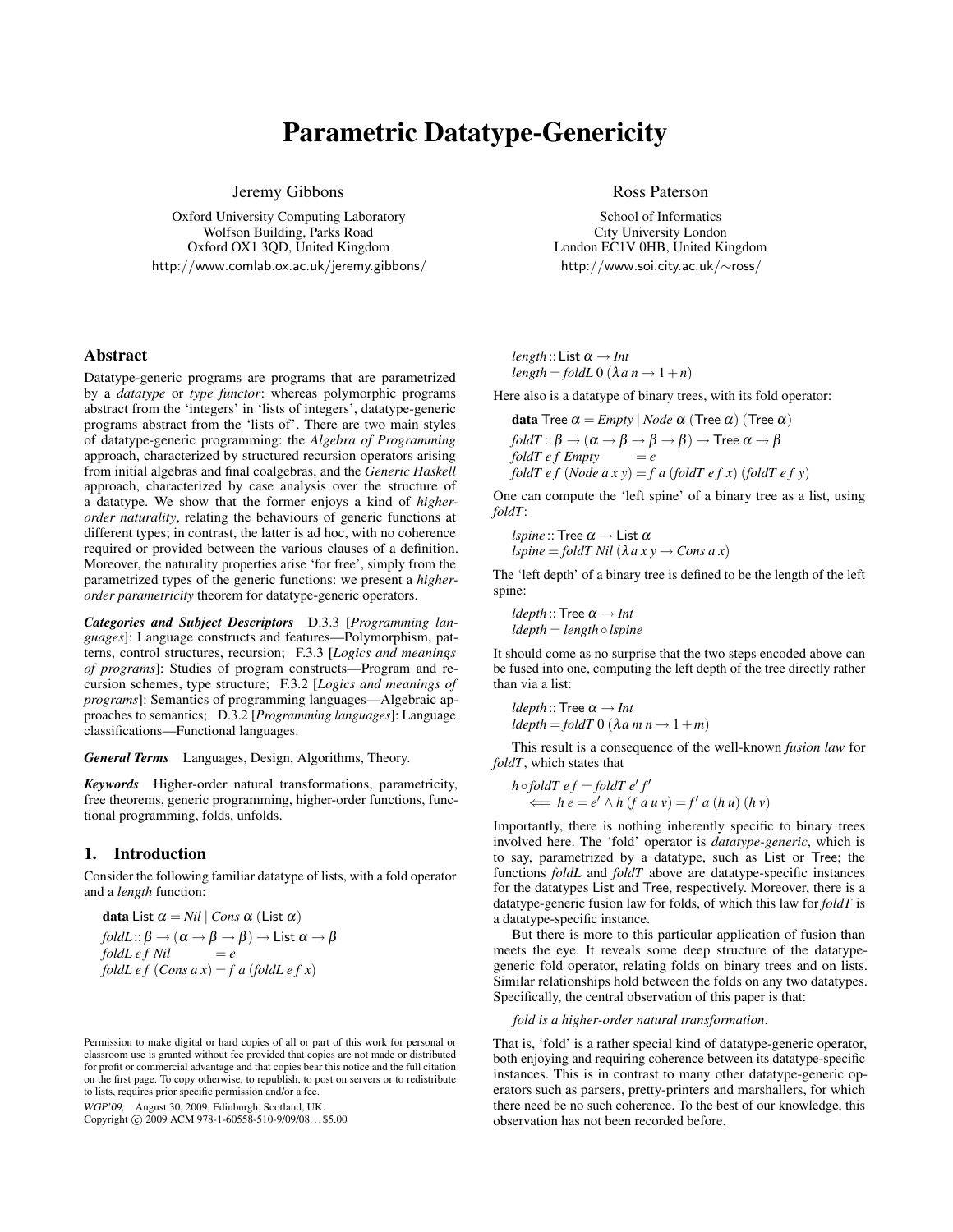# Parametric Datatype-Genericity

Jeremy Gibbons

Oxford University Computing Laboratory
Wolfson Building, Parks Road
Oxford OX1 3QD, United Kingdom
http://www.comlab.ox.ac.uk/jeremy.gibbons/

Ross Paterson

School of Informatics
City University London
London EC1V 0HB, United Kingdom
http://www.soi.city.ac.uk/∼ross/

## Abstract

Datatype-generic programs are programs that are parametrized by a *datatype* or *type functor*: whereas polymorphic programs abstract from the 'integers' in 'lists of integers', datatype-generic programs abstract from the 'lists of'. There are two main styles of datatype-generic programming: the *Algebra of Programming* approach, characterized by structured recursion operators arising from initial algebras and final coalgebras, and the *Generic Haskell* approach, characterized by case analysis over the structure of a datatype. We show that the former enjoys a kind of *higher-order naturality*, relating the behaviours of generic functions at different types; in contrast, the latter is ad hoc, with no coherence required or provided between the various clauses of a definition. Moreover, the naturality properties arise 'for free', simply from the parametrized types of the generic functions: we present a *higher-order parametricity* theorem for datatype-generic operators.

***Categories and Subject Descriptors*** D.3.3 [*Programming languages*]: Language constructs and features—Polymorphism, patterns, control structures, recursion; F.3.3 [*Logics and meanings of programs*]: Studies of program constructs—Program and recursion schemes, type structure; F.3.2 [*Logics and meanings of programs*]: Semantics of programming languages—Algebraic approaches to semantics; D.3.2 [*Programming languages*]: Language classifications—Functional languages.

***General Terms*** Languages, Design, Algorithms, Theory.

***Keywords*** Higher-order natural transformations, parametricity, free theorems, generic programming, higher-order functions, functional programming, folds, unfolds.

## 1. Introduction

Consider the following familiar datatype of lists, with a fold operator and a *length* function:

$$\textbf{data}\ \mathsf{List}\ \alpha = \mathit{Nil} \mid \mathit{Cons}\ \alpha\ (\mathsf{List}\ \alpha)$$

$$\begin{aligned}
&\mathit{foldL} :: \beta \to (\alpha \to \beta \to \beta) \to \mathsf{List}\ \alpha \to \beta \\
&\mathit{foldL}\ e\ f\ \mathit{Nil} \qquad\quad = e \\
&\mathit{foldL}\ e\ f\ (\mathit{Cons}\ a\ x) = f\ a\ (\mathit{foldL}\ e\ f\ x)
\end{aligned}$$

$$\begin{aligned}
&\mathit{length} :: \mathsf{List}\ \alpha \to \mathit{Int} \\
&\mathit{length} = \mathit{foldL}\ 0\ (\lambda a\ n \to 1 + n)
\end{aligned}$$

Here also is a datatype of binary trees, with its fold operator:

$$\textbf{data}\ \mathsf{Tree}\ \alpha = \mathit{Empty} \mid \mathit{Node}\ \alpha\ (\mathsf{Tree}\ \alpha)\ (\mathsf{Tree}\ \alpha)$$

$$\begin{aligned}
&\mathit{foldT} :: \beta \to (\alpha \to \beta \to \beta \to \beta) \to \mathsf{Tree}\ \alpha \to \beta \\
&\mathit{foldT}\ e\ f\ \mathit{Empty} \qquad\quad = e \\
&\mathit{foldT}\ e\ f\ (\mathit{Node}\ a\ x\ y) = f\ a\ (\mathit{foldT}\ e\ f\ x)\ (\mathit{foldT}\ e\ f\ y)
\end{aligned}$$

One can compute the 'left spine' of a binary tree as a list, using *foldT*:

$$\begin{aligned}
&\mathit{lspine} :: \mathsf{Tree}\ \alpha \to \mathsf{List}\ \alpha \\
&\mathit{lspine} = \mathit{foldT}\ \mathit{Nil}\ (\lambda a\ x\ y \to \mathit{Cons}\ a\ x)
\end{aligned}$$

The 'left depth' of a binary tree is defined to be the length of the left spine:

$$\begin{aligned}
&\mathit{ldepth} :: \mathsf{Tree}\ \alpha \to \mathit{Int} \\
&\mathit{ldepth} = \mathit{length} \circ \mathit{lspine}
\end{aligned}$$

It should come as no surprise that the two steps encoded above can be fused into one, computing the left depth of the tree directly rather than via a list:

$$\begin{aligned}
&\mathit{ldepth} :: \mathsf{Tree}\ \alpha \to \mathit{Int} \\
&\mathit{ldepth} = \mathit{foldT}\ 0\ (\lambda a\ m\ n \to 1 + m)
\end{aligned}$$

This result is a consequence of the well-known *fusion law* for *foldT*, which states that

$$\begin{aligned}
&h \circ \mathit{foldT}\ e\ f = \mathit{foldT}\ e'\ f' \\
&\quad \Longleftarrow\ h\ e = e' \wedge h\ (f\ a\ u\ v) = f'\ a\ (h\ u)\ (h\ v)
\end{aligned}$$

Importantly, there is nothing inherently specific to binary trees involved here. The 'fold' operator is *datatype-generic*, which is to say, parametrized by a datatype, such as List or Tree; the functions *foldL* and *foldT* above are datatype-specific instances for the datatypes List and Tree, respectively. Moreover, there is a datatype-generic fusion law for folds, of which this law for *foldT* is a datatype-specific instance.

But there is more to this particular application of fusion than meets the eye. It reveals some deep structure of the datatype-generic fold operator, relating folds on binary trees and on lists. Similar relationships hold between the folds on any two datatypes. Specifically, the central observation of this paper is that:

*fold is a higher-order natural transformation.*

That is, 'fold' is a rather special kind of datatype-generic operator, both enjoying and requiring coherence between its datatype-specific instances. This is in contrast to many other datatype-generic operators such as parsers, pretty-printers and marshallers, for which there need be no such coherence. To the best of our knowledge, this observation has not been recorded before.

Permission to make digital or hard copies of all or part of this work for personal or classroom use is granted without fee provided that copies are not made or distributed for profit or commercial advantage and that copies bear this notice and the full citation on the first page. To copy otherwise, to republish, to post on servers or to redistribute to lists, requires prior specific permission and/or a fee.

*WGP'09,* August 30, 2009, Edinburgh, Scotland, UK.
Copyright © 2009 ACM 978-1-60558-510-9/09/08...$5.00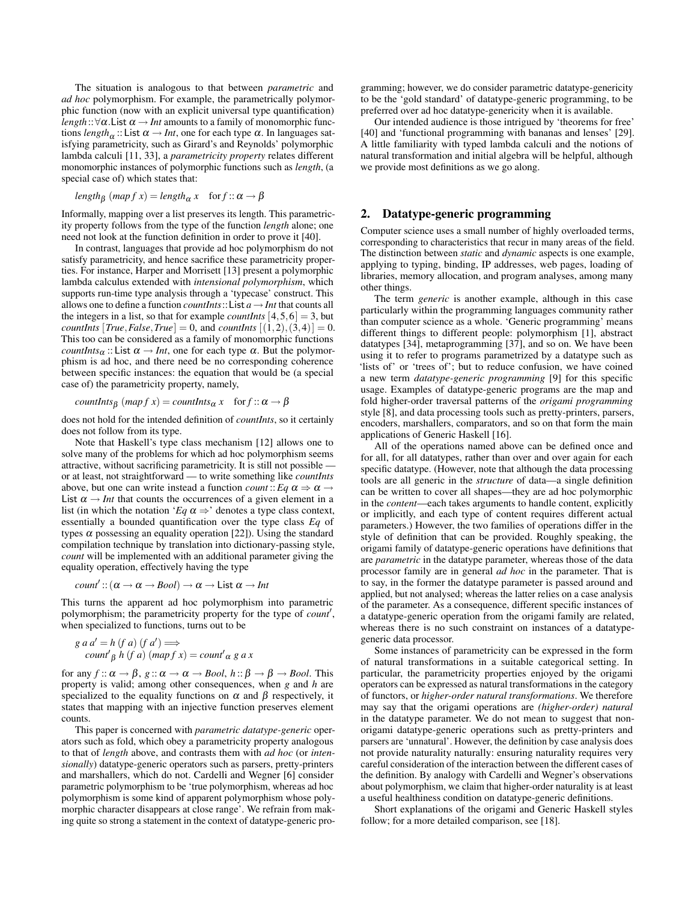The situation is analogous to that between *parametric* and *ad hoc* polymorphism. For example, the parametrically polymorphic function (now with an explicit universal type quantification) $length :: \forall\alpha.\mathsf{List}\ \alpha \to Int$ amounts to a family of monomorphic functions $length_\alpha :: \mathsf{List}\ \alpha \to Int$, one for each type $\alpha$. In languages satisfying parametricity, such as Girard's and Reynolds' polymorphic lambda calculi [11, 33], a *parametricity property* relates different monomorphic instances of polymorphic functions such as *length*, (a special case of) which states that:

$$length_\beta\ (map\ f\ x) = length_\alpha\ x \quad \text{for } f :: \alpha \to \beta$$

Informally, mapping over a list preserves its length. This parametricity property follows from the type of the function *length* alone; one need not look at the function definition in order to prove it [40].

In contrast, languages that provide ad hoc polymorphism do not satisfy parametricity, and hence sacrifice these parametricity properties. For instance, Harper and Morrisett [13] present a polymorphic lambda calculus extended with *intensional polymorphism*, which supports run-time type analysis through a 'typecase' construct. This allows one to define a function $countInts :: \mathsf{List}\ a \to Int$ that counts all the integers in a list, so that for example $countInts\ [4,5,6] = 3$, but $countInts\ [True, False, True] = 0$, and $countInts\ [(1,2),(3,4)] = 0$. This too can be considered as a family of monomorphic functions $countInts_\alpha :: \mathsf{List}\ \alpha \to Int$, one for each type $\alpha$. But the polymorphism is ad hoc, and there need be no corresponding coherence between specific instances: the equation that would be (a special case of) the parametricity property, namely,

$$countInts_\beta\ (map\ f\ x) = countInts_\alpha\ x \quad \text{for } f :: \alpha \to \beta$$

does not hold for the intended definition of *countInts*, so it certainly does not follow from its type.

Note that Haskell's type class mechanism [12] allows one to solve many of the problems for which ad hoc polymorphism seems attractive, without sacrificing parametricity. It is still not possible — or at least, not straightforward — to write something like *countInts* above, but one can write instead a function $count :: Eq\ \alpha \Rightarrow \alpha \to \mathsf{List}\ \alpha \to Int$ that counts the occurrences of a given element in a list (in which the notation '$Eq\ \alpha \Rightarrow$' denotes a type class context, essentially a bounded quantification over the type class *Eq* of types $\alpha$ possessing an equality operation [22]). Using the standard compilation technique by translation into dictionary-passing style, *count* will be implemented with an additional parameter giving the equality operation, effectively having the type

$$count' :: (\alpha \to \alpha \to Bool) \to \alpha \to \mathsf{List}\ \alpha \to Int$$

This turns the apparent ad hoc polymorphism into parametric polymorphism; the parametricity property for the type of $count'$, when specialized to functions, turns out to be

$$\begin{aligned} &g\ a\ a' = h\ (f\ a)\ (f\ a') \Longrightarrow \\ &\quad count'_\beta\ h\ (f\ a)\ (map\ f\ x) = count'_\alpha\ g\ a\ x \end{aligned}$$

for any $f :: \alpha \to \beta$, $g :: \alpha \to \alpha \to Bool$, $h :: \beta \to \beta \to Bool$. This property is valid; among other consequences, when $g$ and $h$ are specialized to the equality functions on $\alpha$ and $\beta$ respectively, it states that mapping with an injective function preserves element counts.

This paper is concerned with *parametric datatype-generic* operators such as fold, which obey a parametricity property analogous to that of *length* above, and contrasts them with *ad hoc* (or *intensionally*) datatype-generic operators such as parsers, pretty-printers and marshallers, which do not. Cardelli and Wegner [6] consider parametric polymorphism to be 'true polymorphism, whereas ad hoc polymorphism is some kind of apparent polymorphism whose polymorphic character disappears at close range'. We refrain from making quite so strong a statement in the context of datatype-generic programming; however, we do consider parametric datatype-genericity to be the 'gold standard' of datatype-generic programming, to be preferred over ad hoc datatype-genericity when it is available.

Our intended audience is those intrigued by 'theorems for free' [40] and 'functional programming with bananas and lenses' [29]. A little familiarity with typed lambda calculi and the notions of natural transformation and initial algebra will be helpful, although we provide most definitions as we go along.

## 2. Datatype-generic programming

Computer science uses a small number of highly overloaded terms, corresponding to characteristics that recur in many areas of the field. The distinction between *static* and *dynamic* aspects is one example, applying to typing, binding, IP addresses, web pages, loading of libraries, memory allocation, and program analyses, among many other things.

The term *generic* is another example, although in this case particularly within the programming languages community rather than computer science as a whole. 'Generic programming' means different things to different people: polymorphism [1], abstract datatypes [34], metaprogramming [37], and so on. We have been using it to refer to programs parametrized by a datatype such as 'lists of' or 'trees of'; but to reduce confusion, we have coined a new term *datatype-generic programming* [9] for this specific usage. Examples of datatype-generic programs are the map and fold higher-order traversal patterns of the *origami programming* style [8], and data processing tools such as pretty-printers, parsers, encoders, marshallers, comparators, and so on that form the main applications of Generic Haskell [16].

All of the operations named above can be defined once and for all, for all datatypes, rather than over and over again for each specific datatype. (However, note that although the data processing tools are all generic in the *structure* of data—a single definition can be written to cover all shapes—they are ad hoc polymorphic in the *content*—each takes arguments to handle content, explicitly or implicitly, and each type of content requires different actual parameters.) However, the two families of operations differ in the style of definition that can be provided. Roughly speaking, the origami family of datatype-generic operations have definitions that are *parametric* in the datatype parameter, whereas those of the data processor family are in general *ad hoc* in the parameter. That is to say, in the former the datatype parameter is passed around and applied, but not analysed; whereas the latter relies on a case analysis of the parameter. As a consequence, different specific instances of a datatype-generic operation from the origami family are related, whereas there is no such constraint on instances of a datatype-generic data processor.

Some instances of parametricity can be expressed in the form of natural transformations in a suitable categorical setting. In particular, the parametricity properties enjoyed by the origami operators can be expressed as natural transformations in the category of functors, or *higher-order natural transformations*. We therefore may say that the origami operations are *(higher-order) natural* in the datatype parameter. We do not mean to suggest that non-origami datatype-generic operations such as pretty-printers and parsers are 'unnatural'. However, the definition by case analysis does not provide naturality naturally: ensuring naturality requires very careful consideration of the interaction between the different cases of the definition. By analogy with Cardelli and Wegner's observations about polymorphism, we claim that higher-order naturality is at least a useful healthiness condition on datatype-generic definitions.

Short explanations of the origami and Generic Haskell styles follow; for a more detailed comparison, see [18].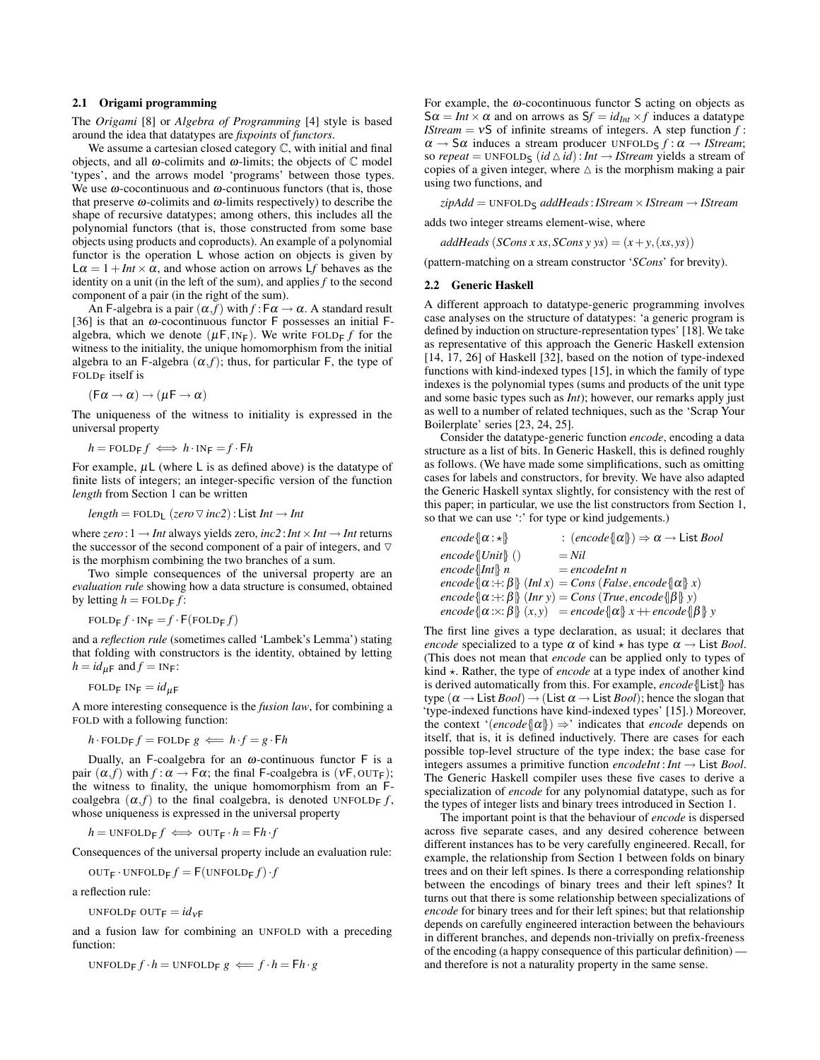### 2.1 Origami programming

The *Origami* [8] or *Algebra of Programming* [4] style is based around the idea that datatypes are *fixpoints* of *functors*.

We assume a cartesian closed category $\mathbb{C}$, with initial and final objects, and all $\omega$-colimits and $\omega$-limits; the objects of $\mathbb{C}$ model 'types', and the arrows model 'programs' between those types. We use $\omega$-cocontinuous and $\omega$-continuous functors (that is, those that preserve $\omega$-colimits and $\omega$-limits respectively) to describe the shape of recursive datatypes; among others, this includes all the polynomial functors (that is, those constructed from some base objects using products and coproducts). An example of a polynomial functor is the operation $\mathsf{L}$ whose action on objects is given by $\mathsf{L}\alpha = 1 + \mathit{Int} \times \alpha$, and whose action on arrows $\mathsf{L}f$ behaves as the identity on a unit (in the left of the sum), and applies $f$ to the second component of a pair (in the right of the sum).

An $\mathsf{F}$-algebra is a pair $(\alpha, f)$ with $f : \mathsf{F}\alpha \to \alpha$. A standard result [36] is that an $\omega$-cocontinuous functor $\mathsf{F}$ possesses an initial $\mathsf{F}$-algebra, which we denote $(\mu\mathsf{F}, \mathrm{IN}_\mathsf{F})$. We write $\mathrm{FOLD}_\mathsf{F}\ f$ for the witness to the initiality, the unique homomorphism from the initial algebra to an $\mathsf{F}$-algebra $(\alpha, f)$; thus, for particular $\mathsf{F}$, the type of $\mathrm{FOLD}_\mathsf{F}$ itself is

$$(\mathsf{F}\alpha \to \alpha) \to (\mu\mathsf{F} \to \alpha)$$

The uniqueness of the witness to initiality is expressed in the universal property

$$h = \mathrm{FOLD}_\mathsf{F}\ f \iff h \cdot \mathrm{IN}_\mathsf{F} = f \cdot \mathsf{F}h$$

For example, $\mu\mathsf{L}$ (where $\mathsf{L}$ is as defined above) is the datatype of finite lists of integers; an integer-specific version of the function *length* from Section 1 can be written

$$\mathit{length} = \mathrm{FOLD}_\mathsf{L}\ (\mathit{zero} \triangledown \mathit{inc2}) : \mathsf{List}\ \mathit{Int} \to \mathit{Int}$$

where $\mathit{zero} : 1 \to \mathit{Int}$ always yields zero, $\mathit{inc2} : \mathit{Int} \times \mathit{Int} \to \mathit{Int}$ returns the successor of the second component of a pair of integers, and $\triangledown$ is the morphism combining the two branches of a sum.

Two simple consequences of the universal property are an *evaluation rule* showing how a data structure is consumed, obtained by letting $h = \mathrm{FOLD}_\mathsf{F}\ f$:

$$\mathrm{FOLD}_\mathsf{F}\ f \cdot \mathrm{IN}_\mathsf{F} = f \cdot \mathsf{F}(\mathrm{FOLD}_\mathsf{F}\ f)$$

and a *reflection rule* (sometimes called 'Lambek's Lemma') stating that folding with constructors is the identity, obtained by letting $h = \mathit{id}_{\mu\mathsf{F}}$ and $f = \mathrm{IN}_\mathsf{F}$:

$$\mathrm{FOLD}_\mathsf{F}\ \mathrm{IN}_\mathsf{F} = \mathit{id}_{\mu\mathsf{F}}$$

A more interesting consequence is the *fusion law*, for combining a FOLD with a following function:

$$h \cdot \mathrm{FOLD}_\mathsf{F}\ f = \mathrm{FOLD}_\mathsf{F}\ g \Longleftarrow h \cdot f = g \cdot \mathsf{F}h$$

Dually, an $\mathsf{F}$-coalgebra for an $\omega$-continuous functor $\mathsf{F}$ is a pair $(\alpha, f)$ with $f : \alpha \to \mathsf{F}\alpha$; the final $\mathsf{F}$-coalgebra is $(\nu\mathsf{F}, \mathrm{OUT}_\mathsf{F})$; the witness to finality, the unique homomorphism from an $\mathsf{F}$-coalgebra $(\alpha, f)$ to the final coalgebra, is denoted $\mathrm{UNFOLD}_\mathsf{F}\ f$, whose uniqueness is expressed in the universal property

$$h = \mathrm{UNFOLD}_\mathsf{F}\ f \iff \mathrm{OUT}_\mathsf{F} \cdot h = \mathsf{F}h \cdot f$$

Consequences of the universal property include an evaluation rule:

$$\mathrm{OUT}_\mathsf{F} \cdot \mathrm{UNFOLD}_\mathsf{F}\ f = \mathsf{F}(\mathrm{UNFOLD}_\mathsf{F}\ f) \cdot f$$

a reflection rule:

$$\mathrm{UNFOLD}_\mathsf{F}\ \mathrm{OUT}_\mathsf{F} = \mathit{id}_{\nu\mathsf{F}}$$

and a fusion law for combining an UNFOLD with a preceding function:

$$\mathrm{UNFOLD}_\mathsf{F}\ f \cdot h = \mathrm{UNFOLD}_\mathsf{F}\ g \Longleftarrow f \cdot h = \mathsf{F}h \cdot g$$

For example, the $\omega$-cocontinuous functor $\mathsf{S}$ acting on objects as $\mathsf{S}\alpha = \mathit{Int} \times \alpha$ and on arrows as $\mathsf{S}f = \mathit{id}_{\mathit{Int}} \times f$ induces a datatype $\mathit{IStream} = \nu\mathsf{S}$ of infinite streams of integers. A step function $f : \alpha \to \mathsf{S}\alpha$ induces a stream producer $\mathrm{UNFOLD}_\mathsf{S}\ f : \alpha \to \mathit{IStream}$; so $\mathit{repeat} = \mathrm{UNFOLD}_\mathsf{S}\ (\mathit{id} \vartriangle \mathit{id}) : \mathit{Int} \to \mathit{IStream}$ yields a stream of copies of a given integer, where $\vartriangle$ is the morphism making a pair using two functions, and

$$\mathit{zipAdd} = \mathrm{UNFOLD}_\mathsf{S}\ \mathit{addHeads} : \mathit{IStream} \times \mathit{IStream} \to \mathit{IStream}$$

adds two integer streams element-wise, where

$$\mathit{addHeads}\ (\mathit{SCons}\ x\ \mathit{xs}, \mathit{SCons}\ y\ \mathit{ys}) = (x + y, (\mathit{xs}, \mathit{ys}))$$

(pattern-matching on a stream constructor '*SCons*' for brevity).

### 2.2 Generic Haskell

A different approach to datatype-generic programming involves case analyses on the structure of datatypes: 'a generic program is defined by induction on structure-representation types' [18]. We take as representative of this approach the Generic Haskell extension [14, 17, 26] of Haskell [32], based on the notion of type-indexed functions with kind-indexed types [15], in which the family of type indexes is the polynomial types (sums and products of the unit type and some basic types such as *Int*); however, our remarks apply just as well to a number of related techniques, such as the 'Scrap Your Boilerplate' series [23, 24, 25].

Consider the datatype-generic function *encode*, encoding a data structure as a list of bits. In Generic Haskell, this is defined roughly as follows. (We have made some simplifications, such as omitting cases for labels and constructors, for brevity. We have also adapted the Generic Haskell syntax slightly, for consistency with the rest of this paper; in particular, we use the list constructors from Section 1, so that we can use ':' for type or kind judgements.)

$$
\begin{array}{ll}
\mathit{encode}\{\!|\alpha : \star|\!\} & : (\mathit{encode}\{\!|\alpha|\!\}) \Rightarrow \alpha \to \mathsf{List}\ \mathit{Bool} \\
\mathit{encode}\{\!|\mathit{Unit}|\!\}\ () & = \mathit{Nil} \\
\mathit{encode}\{\!|\mathit{Int}|\!\}\ n & = \mathit{encodeInt}\ n \\
\mathit{encode}\{\!|\alpha :+: \beta|\!\}\ (\mathit{Inl}\ x) & = \mathit{Cons}\ (\mathit{False}, \mathit{encode}\{\!|\alpha|\!\}\ x) \\
\mathit{encode}\{\!|\alpha :+: \beta|\!\}\ (\mathit{Inr}\ y) & = \mathit{Cons}\ (\mathit{True}, \mathit{encode}\{\!|\beta|\!\}\ y) \\
\mathit{encode}\{\!|\alpha :\times: \beta|\!\}\ (x, y) & = \mathit{encode}\{\!|\alpha|\!\}\ x \mathbin{+\!\!+} \mathit{encode}\{\!|\beta|\!\}\ y
\end{array}
$$

The first line gives a type declaration, as usual; it declares that *encode* specialized to a type $\alpha$ of kind $\star$ has type $\alpha \to \mathsf{List}\ \mathit{Bool}$. (This does not mean that *encode* can be applied only to types of kind $\star$. Rather, the type of *encode* at a type index of another kind is derived automatically from this. For example, $\mathit{encode}\{\!|\mathsf{List}|\!\}$ has type $(\alpha \to \mathsf{List}\ \mathit{Bool}) \to (\mathsf{List}\ \alpha \to \mathsf{List}\ \mathit{Bool})$; hence the slogan that 'type-indexed functions have kind-indexed types' [15].) Moreover, the context '$(\mathit{encode}\{\!|\alpha|\!\}) \Rightarrow$' indicates that *encode* depends on itself, that is, it is defined inductively. There are cases for each possible top-level structure of the type index; the base case for integers assumes a primitive function $\mathit{encodeInt} : \mathit{Int} \to \mathsf{List}\ \mathit{Bool}$. The Generic Haskell compiler uses these five cases to derive a specialization of *encode* for any polynomial datatype, such as for the types of integer lists and binary trees introduced in Section 1.

The important point is that the behaviour of *encode* is dispersed across five separate cases, and any desired coherence between different instances has to be very carefully engineered. Recall, for example, the relationship from Section 1 between folds on binary trees and on their left spines. Is there a corresponding relationship between the encodings of binary trees and their left spines? It turns out that there is some relationship between specializations of *encode* for binary trees and for their left spines; but that relationship depends on carefully engineered interaction between the behaviours in different branches, and depends non-trivially on prefix-freeness of the encoding (a happy consequence of this particular definition) — and therefore is not a naturality property in the same sense.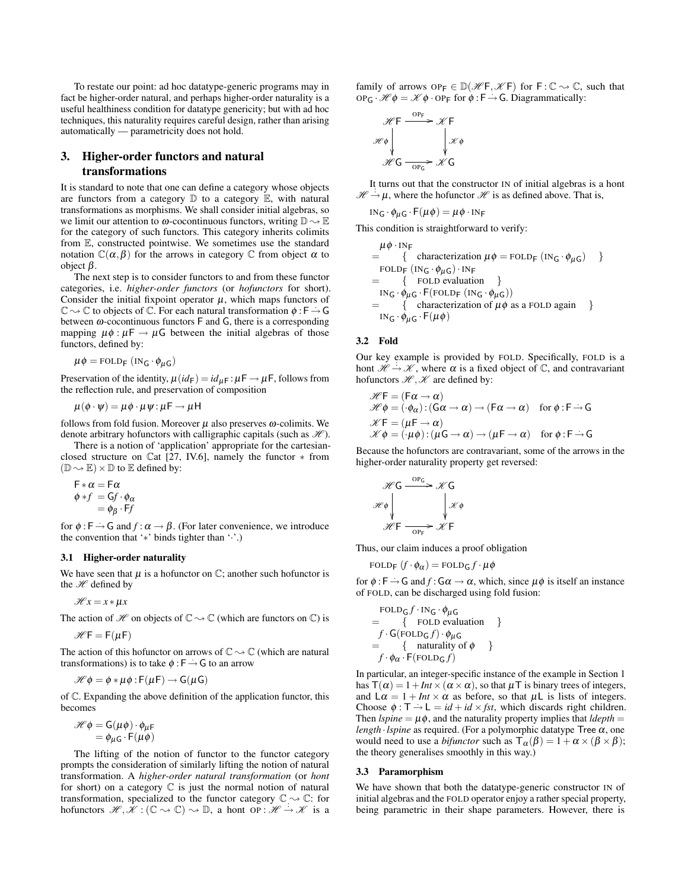To restate our point: ad hoc datatype-generic programs may in fact be higher-order natural, and perhaps higher-order naturality is a useful healthiness condition for datatype genericity; but with ad hoc techniques, this naturality requires careful design, rather than arising automatically — parametricity does not hold.

## 3. Higher-order functors and natural transformations

It is standard to note that one can define a category whose objects are functors from a category $\mathbb{D}$ to a category $\mathbb{E}$, with natural transformations as morphisms. We shall consider initial algebras, so we limit our attention to $\omega$-cocontinuous functors, writing $\mathbb{D} \rightsquigarrow \mathbb{E}$ for the category of such functors. This category inherits colimits from $\mathbb{E}$, constructed pointwise. We sometimes use the standard notation $\mathbb{C}(\alpha,\beta)$ for the arrows in category $\mathbb{C}$ from object $\alpha$ to object $\beta$.

The next step is to consider functors to and from these functor categories, i.e. *higher-order functors* (or *hofunctors* for short). Consider the initial fixpoint operator $\mu$, which maps functors of $\mathbb{C} \rightsquigarrow \mathbb{C}$ to objects of $\mathbb{C}$. For each natural transformation $\phi : \mathsf{F} \stackrel{.}{\to} \mathsf{G}$ between $\omega$-cocontinuous functors F and G, there is a corresponding mapping $\mu\phi : \mu\mathsf{F} \to \mu\mathsf{G}$ between the initial algebras of those functors, defined by:

$$\mu\phi = \textsc{fold}_{\mathsf{F}}\ (\textsc{in}_{\mathsf{G}} \cdot \phi_{\mu\mathsf{G}})$$

Preservation of the identity, $\mu(id_{\mathsf{F}}) = id_{\mu\mathsf{F}} : \mu\mathsf{F} \to \mu\mathsf{F}$, follows from the reflection rule, and preservation of composition

$$\mu(\phi \cdot \psi) = \mu\phi \cdot \mu\psi : \mu\mathsf{F} \to \mu\mathsf{H}$$

follows from fold fusion. Moreover $\mu$ also preserves $\omega$-colimits. We denote arbitrary hofunctors with calligraphic capitals (such as $\mathscr{H}$).

There is a notion of 'application' appropriate for the cartesian-closed structure on $\mathbb{C}$at [27, IV.6], namely the functor $*$ from $(\mathbb{D} \rightsquigarrow \mathbb{E}) \times \mathbb{D}$ to $\mathbb{E}$ defined by:

$$\begin{aligned} \mathsf{F} * \alpha &= \mathsf{F}\alpha \\ \phi * f &= \mathsf{G}f \cdot \phi_\alpha \\ &= \phi_\beta \cdot \mathsf{F}f \end{aligned}$$

for $\phi : \mathsf{F} \stackrel{.}{\to} \mathsf{G}$ and $f : \alpha \to \beta$. (For later convenience, we introduce the convention that '$*$' binds tighter than '$\cdot$'.)

### 3.1 Higher-order naturality

We have seen that $\mu$ is a hofunctor on $\mathbb{C}$; another such hofunctor is the $\mathscr{H}$ defined by

$$\mathscr{H}x = x * \mu x$$

The action of $\mathscr{H}$ on objects of $\mathbb{C} \rightsquigarrow \mathbb{C}$ (which are functors on $\mathbb{C}$) is

$$\mathscr{H}\mathsf{F} = \mathsf{F}(\mu\mathsf{F})$$

The action of this hofunctor on arrows of $\mathbb{C} \rightsquigarrow \mathbb{C}$ (which are natural transformations) is to take $\phi : \mathsf{F} \stackrel{.}{\to} \mathsf{G}$ to an arrow

$$\mathscr{H}\phi = \phi * \mu\phi : \mathsf{F}(\mu\mathsf{F}) \to \mathsf{G}(\mu\mathsf{G})$$

of $\mathbb{C}$. Expanding the above definition of the application functor, this becomes

$$\begin{aligned} \mathscr{H}\phi &= \mathsf{G}(\mu\phi) \cdot \phi_{\mu\mathsf{F}} \\ &= \phi_{\mu\mathsf{G}} \cdot \mathsf{F}(\mu\phi) \end{aligned}$$

The lifting of the notion of functor to the functor category prompts the consideration of similarly lifting the notion of natural transformation. A *higher-order natural transformation* (or *hont* for short) on a category $\mathbb{C}$ is just the normal notion of natural transformation, specialized to the functor category $\mathbb{C} \rightsquigarrow \mathbb{C}$: for hofunctors $\mathscr{H}, \mathscr{K} : (\mathbb{C} \rightsquigarrow \mathbb{C}) \rightsquigarrow \mathbb{D}$, a hont $\textsc{op} : \mathscr{H} \stackrel{..}{\to} \mathscr{K}$ is a family of arrows $\textsc{op}_{\mathsf{F}} \in \mathbb{D}(\mathscr{H}\mathsf{F}, \mathscr{K}\mathsf{F})$ for $\mathsf{F} : \mathbb{C} \rightsquigarrow \mathbb{C}$, such that $\textsc{op}_{\mathsf{G}} \cdot \mathscr{H}\phi = \mathscr{K}\phi \cdot \textsc{op}_{\mathsf{F}}$ for $\phi : \mathsf{F} \stackrel{.}{\to} \mathsf{G}$. Diagrammatically:

$$\begin{array}{ccc} \mathscr{H}\mathsf{F} & \xrightarrow{\textsc{op}_{\mathsf{F}}} & \mathscr{K}\mathsf{F} \\ \downarrow{\scriptstyle \mathscr{H}\phi} & & \downarrow{\scriptstyle \mathscr{K}\phi} \\ \mathscr{H}\mathsf{G} & \xrightarrow[\textsc{op}_{\mathsf{G}}]{} & \mathscr{K}\mathsf{G} \end{array}$$

It turns out that the constructor $\textsc{in}$ of initial algebras is a hont $\mathscr{H} \stackrel{..}{\to} \mu$, where the hofunctor $\mathscr{H}$ is as defined above. That is,

$$\textsc{in}_{\mathsf{G}} \cdot \phi_{\mu\mathsf{G}} \cdot \mathsf{F}(\mu\phi) = \mu\phi \cdot \textsc{in}_{\mathsf{F}}$$

This condition is straightforward to verify:

$$\begin{aligned} & \mu\phi \cdot \textsc{in}_{\mathsf{F}} \\ = & \quad \{ \ \text{characterization } \mu\phi = \textsc{fold}_{\mathsf{F}}\ (\textsc{in}_{\mathsf{G}} \cdot \phi_{\mu\mathsf{G}}) \ \} \\ & \textsc{fold}_{\mathsf{F}}\ (\textsc{in}_{\mathsf{G}} \cdot \phi_{\mu\mathsf{G}}) \cdot \textsc{in}_{\mathsf{F}} \\ = & \quad \{ \ \textsc{fold} \text{ evaluation} \ \} \\ & \textsc{in}_{\mathsf{G}} \cdot \phi_{\mu\mathsf{G}} \cdot \mathsf{F}(\textsc{fold}_{\mathsf{F}}\ (\textsc{in}_{\mathsf{G}} \cdot \phi_{\mu\mathsf{G}})) \\ = & \quad \{ \ \text{characterization of } \mu\phi \text{ as a } \textsc{fold} \text{ again} \ \} \\ & \textsc{in}_{\mathsf{G}} \cdot \phi_{\mu\mathsf{G}} \cdot \mathsf{F}(\mu\phi) \end{aligned}$$

### 3.2 Fold

Our key example is provided by $\textsc{fold}$. Specifically, $\textsc{fold}$ is a hont $\mathscr{H} \stackrel{..}{\to} \mathscr{K}$, where $\alpha$ is a fixed object of $\mathbb{C}$, and contravariant hofunctors $\mathscr{H}, \mathscr{K}$ are defined by:

$$\begin{aligned} \mathscr{H}\mathsf{F} &= (\mathsf{F}\alpha \to \alpha) \\ \mathscr{H}\phi &= (\cdot\phi_\alpha) : (\mathsf{G}\alpha \to \alpha) \to (\mathsf{F}\alpha \to \alpha) \quad \text{for } \phi : \mathsf{F} \stackrel{.}{\to} \mathsf{G} \\ \mathscr{K}\mathsf{F} &= (\mu\mathsf{F} \to \alpha) \\ \mathscr{K}\phi &= (\cdot\mu\phi) : (\mu\mathsf{G} \to \alpha) \to (\mu\mathsf{F} \to \alpha) \quad \text{for } \phi : \mathsf{F} \stackrel{.}{\to} \mathsf{G} \end{aligned}$$

Because the hofunctors are contravariant, some of the arrows in the higher-order naturality property get reversed:

$$\begin{array}{ccc} \mathscr{H}\mathsf{G} & \xrightarrow{\textsc{op}_{\mathsf{G}}} & \mathscr{K}\mathsf{G} \\ \downarrow{\scriptstyle \mathscr{H}\phi} & & \downarrow{\scriptstyle \mathscr{K}\phi} \\ \mathscr{H}\mathsf{F} & \xrightarrow[\textsc{op}_{\mathsf{F}}]{} & \mathscr{K}\mathsf{F} \end{array}$$

Thus, our claim induces a proof obligation

$$\textsc{fold}_{\mathsf{F}}\ (f \cdot \phi_\alpha) = \textsc{fold}_{\mathsf{G}}\ f \cdot \mu\phi$$

for $\phi : \mathsf{F} \stackrel{.}{\to} \mathsf{G}$ and $f : \mathsf{G}\alpha \to \alpha$, which, since $\mu\phi$ is itself an instance of $\textsc{fold}$, can be discharged using fold fusion:

$$\begin{aligned} & \textsc{fold}_{\mathsf{G}}\ f \cdot \textsc{in}_{\mathsf{G}} \cdot \phi_{\mu\mathsf{G}} \\ = & \quad \{ \ \textsc{fold} \text{ evaluation} \ \} \\ & f \cdot \mathsf{G}(\textsc{fold}_{\mathsf{G}}\ f) \cdot \phi_{\mu\mathsf{G}} \\ = & \quad \{ \ \text{naturality of } \phi \ \} \\ & f \cdot \phi_\alpha \cdot \mathsf{F}(\textsc{fold}_{\mathsf{G}}\ f) \end{aligned}$$

In particular, an integer-specific instance of the example in Section 1 has $\mathsf{T}(\alpha) = 1 + \mathit{Int} \times (\alpha \times \alpha)$, so that $\mu\mathsf{T}$ is binary trees of integers, and $\mathsf{L}\alpha = 1 + \mathit{Int} \times \alpha$ as before, so that $\mu\mathsf{L}$ is lists of integers. Choose $\phi : \mathsf{T} \stackrel{.}{\to} \mathsf{L} = id + id \times \mathit{fst}$, which discards right children. Then $\mathit{lspine} = \mu\phi$, and the naturality property implies that $\mathit{ldepth} = \mathit{length} \cdot \mathit{lspine}$ as required. (For a polymorphic datatype $\mathsf{Tree}\ \alpha$, one would need to use a *bifunctor* such as $\mathsf{T}_\alpha(\beta) = 1 + \alpha \times (\beta \times \beta)$; the theory generalises smoothly in this way.)

### 3.3 Paramorphism

We have shown that both the datatype-generic constructor $\textsc{in}$ of initial algebras and the $\textsc{fold}$ operator enjoy a rather special property, being parametric in their shape parameters. However, there is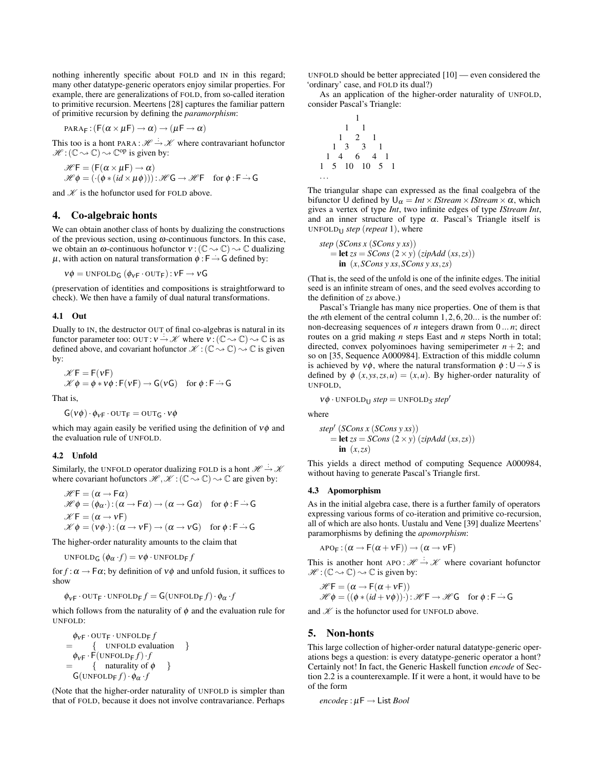nothing inherently specific about FOLD and IN in this regard; many other datatype-generic operators enjoy similar properties. For example, there are generalizations of FOLD, from so-called iteration to primitive recursion. Meertens [28] captures the familiar pattern of primitive recursion by defining the *paramorphism*:

$$\text{PARA}_{\mathsf{F}} : (\mathsf{F}(\alpha \times \mu\mathsf{F}) \to \alpha) \to (\mu\mathsf{F} \to \alpha)$$

This too is a hont $\text{PARA} : \mathscr{H} \dot{\to} \mathscr{K}$ where contravariant hofunctor $\mathscr{H} : (\mathbb{C} \rightsquigarrow \mathbb{C}) \rightsquigarrow \mathbb{C}^{op}$ is given by:

$$\mathscr{H}\,\mathsf{F} = (\mathsf{F}(\alpha \times \mu\mathsf{F}) \to \alpha)$$
$$\mathscr{H}\,\phi = (\cdot(\phi * (id \times \mu\phi))) : \mathscr{H}\,\mathsf{G} \to \mathscr{H}\,\mathsf{F} \quad \text{for } \phi : \mathsf{F} \dot{\to} \mathsf{G}$$

and $\mathscr{K}$ is the hofunctor used for FOLD above.

## 4. Co-algebraic honts

We can obtain another class of honts by dualizing the constructions of the previous section, using $\omega$-continuous functors. In this case, we obtain an $\omega$-continuous hofunctor $\nu : (\mathbb{C} \rightsquigarrow \mathbb{C}) \rightsquigarrow \mathbb{C}$ dualizing $\mu$, with action on natural transformation $\phi : \mathsf{F} \dot{\to} \mathsf{G}$ defined by:

$$\nu\phi = \text{UNFOLD}_{\mathsf{G}}\ (\phi_{\nu\mathsf{F}} \cdot \text{OUT}_{\mathsf{F}}) : \nu\mathsf{F} \to \nu\mathsf{G}$$

(preservation of identities and compositions is straightforward to check). We then have a family of dual natural transformations.

### 4.1 Out

Dually to IN, the destructor OUT of final co-algebras is natural in its functor parameter too: $\text{OUT} : \nu \dot{\to} \mathscr{K}$ where $\nu : (\mathbb{C} \rightsquigarrow \mathbb{C}) \rightsquigarrow \mathbb{C}$ is as defined above, and covariant hofunctor $\mathscr{K} : (\mathbb{C} \rightsquigarrow \mathbb{C}) \rightsquigarrow \mathbb{C}$ is given by:

$$\mathscr{K}\,\mathsf{F} = \mathsf{F}(\nu\mathsf{F})$$
$$\mathscr{K}\,\phi = \phi * \nu\phi : \mathsf{F}(\nu\mathsf{F}) \to \mathsf{G}(\nu\mathsf{G}) \quad \text{for } \phi : \mathsf{F} \dot{\to} \mathsf{G}$$

That is,

$$\mathsf{G}(\nu\phi) \cdot \phi_{\nu\mathsf{F}} \cdot \text{OUT}_{\mathsf{F}} = \text{OUT}_{\mathsf{G}} \cdot \nu\phi$$

which may again easily be verified using the definition of $\nu\phi$ and the evaluation rule of UNFOLD.

### 4.2 Unfold

Similarly, the UNFOLD operator dualizing FOLD is a hont $\mathscr{H} \dot{\to} \mathscr{K}$ where covariant hofunctors $\mathscr{H}, \mathscr{K} : (\mathbb{C} \rightsquigarrow \mathbb{C}) \rightsquigarrow \mathbb{C}$ are given by:

$$\mathscr{H}\,\mathsf{F} = (\alpha \to \mathsf{F}\alpha)$$
$$\mathscr{H}\,\phi = (\phi_\alpha \cdot) : (\alpha \to \mathsf{F}\alpha) \to (\alpha \to \mathsf{G}\alpha) \quad \text{for } \phi : \mathsf{F} \dot{\to} \mathsf{G}$$
$$\mathscr{K}\,\mathsf{F} = (\alpha \to \nu\mathsf{F})$$
$$\mathscr{K}\,\phi = (\nu\phi \cdot) : (\alpha \to \nu\mathsf{F}) \to (\alpha \to \nu\mathsf{G}) \quad \text{for } \phi : \mathsf{F} \dot{\to} \mathsf{G}$$

The higher-order naturality amounts to the claim that

$$\text{UNFOLD}_{\mathsf{G}}\ (\phi_\alpha \cdot f) = \nu\phi \cdot \text{UNFOLD}_{\mathsf{F}}\, f$$

for $f : \alpha \to \mathsf{F}\alpha$; by definition of $\nu\phi$ and unfold fusion, it suffices to show

$$\phi_{\nu\mathsf{F}} \cdot \text{OUT}_{\mathsf{F}} \cdot \text{UNFOLD}_{\mathsf{F}}\, f = \mathsf{G}(\text{UNFOLD}_{\mathsf{F}}\, f) \cdot \phi_\alpha \cdot f$$

which follows from the naturality of $\phi$ and the evaluation rule for UNFOLD:

$$
\begin{array}{ll}
 & \phi_{\nu\mathsf{F}} \cdot \text{OUT}_{\mathsf{F}} \cdot \text{UNFOLD}_{\mathsf{F}}\, f \\
= & \quad \{ \quad \text{UNFOLD evaluation} \quad \} \\
 & \phi_{\nu\mathsf{F}} \cdot \mathsf{F}(\text{UNFOLD}_{\mathsf{F}}\, f) \cdot f \\
= & \quad \{ \quad \text{naturality of } \phi \quad \} \\
 & \mathsf{G}(\text{UNFOLD}_{\mathsf{F}}\, f) \cdot \phi_\alpha \cdot f
\end{array}
$$

(Note that the higher-order naturality of UNFOLD is simpler than that of FOLD, because it does not involve contravariance. Perhaps UNFOLD should be better appreciated [10] — even considered the 'ordinary' case, and FOLD its dual?)

As an application of the higher-order naturality of UNFOLD, consider Pascal's Triangle:

```
          1
        1   1
      1   2   1
    1   3   3   1
  1   4   6   4   1
1   5  10  10   5   1
...
```

The triangular shape can expressed as the final coalgebra of the bifunctor U defined by $\mathsf{U}_\alpha = \mathit{Int} \times \mathit{IStream} \times \mathit{IStream} \times \alpha$, which gives a vertex of type *Int*, two infinite edges of type *IStream Int*, and an inner structure of type $\alpha$. Pascal's Triangle itself is $\text{UNFOLD}_{\mathsf{U}}\ \mathit{step}\ (\mathit{repeat}\ 1)$, where

$$
\begin{array}{l}
\mathit{step}\ (\mathit{SCons}\ x\ (\mathit{SCons}\ y\ \mathit{xs})) \\
\quad = \textbf{let}\ \mathit{zs} = \mathit{SCons}\ (2 \times y)\ (\mathit{zipAdd}\ (\mathit{xs}, \mathit{zs})) \\
\quad\quad \textbf{in}\ (x, \mathit{SCons}\ y\ \mathit{xs}, \mathit{SCons}\ y\ \mathit{xs}, \mathit{zs})
\end{array}
$$

(That is, the seed of the unfold is one of the infinite edges. The initial seed is an infinite stream of ones, and the seed evolves according to the definition of *zs* above.)

Pascal's Triangle has many nice properties. One of them is that the $n$th element of the central column $1, 2, 6, 20...$ is the number of: non-decreasing sequences of $n$ integers drawn from $0 \ldots n$; direct routes on a grid making $n$ steps East and $n$ steps North in total; directed, convex polyominoes having semiperimeter $n+2$; and so on [35, Sequence A000984]. Extraction of this middle column is achieved by $\nu\phi$, where the natural transformation $\phi : \mathsf{U} \dot{\to} S$ is defined by $\phi\ (x, \mathit{ys}, \mathit{zs}, u) = (x, u)$. By higher-order naturality of UNFOLD,

$$\nu\phi \cdot \text{UNFOLD}_{\mathsf{U}}\ \mathit{step} = \text{UNFOLD}_S\ \mathit{step}'$$

where

$$
\begin{array}{l}
\mathit{step}'\ (\mathit{SCons}\ x\ (\mathit{SCons}\ y\ \mathit{xs})) \\
\quad = \textbf{let}\ \mathit{zs} = \mathit{SCons}\ (2 \times y)\ (\mathit{zipAdd}\ (\mathit{xs}, \mathit{zs})) \\
\quad\quad \textbf{in}\ (x, \mathit{zs})
\end{array}
$$

This yields a direct method of computing Sequence A000984, without having to generate Pascal's Triangle first.

### 4.3 Apomorphism

As in the initial algebra case, there is a further family of operators expressing various forms of co-iteration and primitive co-recursion, all of which are also honts. Uustalu and Vene [39] dualize Meertens' paramorphisms by defining the *apomorphism*:

$$\text{APO}_{\mathsf{F}} : (\alpha \to \mathsf{F}(\alpha + \nu\mathsf{F})) \to (\alpha \to \nu\mathsf{F})$$

This is another hont $\text{APO} : \mathscr{H} \dot{\to} \mathscr{K}$ where covariant hofunctor $\mathscr{H} : (\mathbb{C} \rightsquigarrow \mathbb{C}) \rightsquigarrow \mathbb{C}$ is given by:

$$\mathscr{H}\,\mathsf{F} = (\alpha \to \mathsf{F}(\alpha + \nu\mathsf{F}))$$
$$\mathscr{H}\,\phi = ((\phi * (id + \nu\phi)) \cdot) : \mathscr{H}\,\mathsf{F} \to \mathscr{H}\,\mathsf{G} \quad \text{for } \phi : \mathsf{F} \dot{\to} \mathsf{G}$$

and $\mathscr{K}$ is the hofunctor used for UNFOLD above.

## 5. Non-honts

This large collection of higher-order natural datatype-generic operations begs a question: is every datatype-generic operator a hont? Certainly not! In fact, the Generic Haskell function *encode* of Section 2.2 is a counterexample. If it were a hont, it would have to be of the form

$$\mathit{encode}_{\mathsf{F}} : \mu\mathsf{F} \to \mathsf{List}\ \mathit{Bool}$$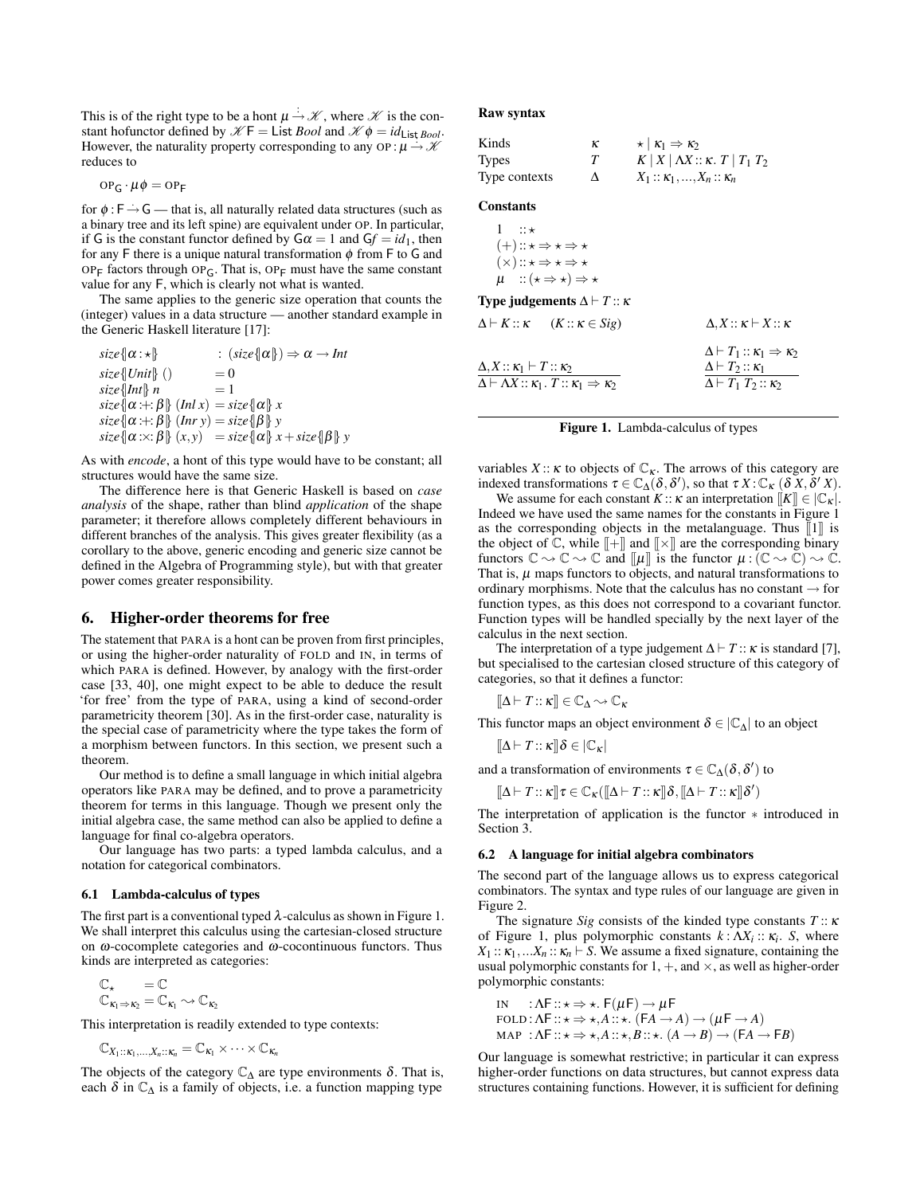This is of the right type to be a hont $\mu \stackrel{\cdot}{\to} \mathscr{K}$, where $\mathscr{K}$ is the constant hofunctor defined by $\mathscr{K}\,\mathsf{F} = \mathsf{List}\ \mathit{Bool}$ and $\mathscr{K}\,\phi = \mathit{id}_{\mathsf{List}\ \mathit{Bool}}$. However, the naturality property corresponding to any $\text{OP} : \mu \stackrel{\cdot}{\to} \mathscr{K}$ reduces to

$$\text{OP}_{\mathsf{G}} \cdot \mu\phi = \text{OP}_{\mathsf{F}}$$

for $\phi : \mathsf{F} \stackrel{\cdot}{\to} \mathsf{G}$ — that is, all naturally related data structures (such as a binary tree and its left spine) are equivalent under OP. In particular, if $\mathsf{G}$ is the constant functor defined by $\mathsf{G}\alpha = 1$ and $\mathsf{G}f = id_1$, then for any $\mathsf{F}$ there is a unique natural transformation $\phi$ from $\mathsf{F}$ to $\mathsf{G}$ and $\text{OP}_{\mathsf{F}}$ factors through $\text{OP}_{\mathsf{G}}$. That is, $\text{OP}_{\mathsf{F}}$ must have the same constant value for any $\mathsf{F}$, which is clearly not what is wanted.

The same applies to the generic size operation that counts the (integer) values in a data structure — another standard example in the Generic Haskell literature [17]:

$$
\begin{array}{ll}
\mathit{size}\{\!|\alpha : \star|\!\} & : (\mathit{size}\{\!|\alpha|\!\}) \Rightarrow \alpha \to \mathit{Int} \\
\mathit{size}\{\!|\mathit{Unit}|\!\}\ () & = 0 \\
\mathit{size}\{\!|\mathit{Int}|\!\}\ n & = 1 \\
\mathit{size}\{\!|\alpha :+: \beta|\!\}\ (\mathit{Inl}\ x) & = \mathit{size}\{\!|\alpha|\!\}\ x \\
\mathit{size}\{\!|\alpha :+: \beta|\!\}\ (\mathit{Inr}\ y) & = \mathit{size}\{\!|\beta|\!\}\ y \\
\mathit{size}\{\!|\alpha :\times: \beta|\!\}\ (x,y) & = \mathit{size}\{\!|\alpha|\!\}\ x + \mathit{size}\{\!|\beta|\!\}\ y
\end{array}
$$

As with *encode*, a hont of this type would have to be constant; all structures would have the same size.

The difference here is that Generic Haskell is based on *case analysis* of the shape, rather than blind *application* of the shape parameter; it therefore allows completely different behaviours in different branches of the analysis. This gives greater flexibility (as a corollary to the above, generic encoding and generic size cannot be defined in the Algebra of Programming style), but with that greater power comes greater responsibility.

## 6. Higher-order theorems for free

The statement that PARA is a hont can be proven from first principles, or using the higher-order naturality of FOLD and IN, in terms of which PARA is defined. However, by analogy with the first-order case [33, 40], one might expect to be able to deduce the result 'for free' from the type of PARA, using a kind of second-order parametricity theorem [30]. As in the first-order case, naturality is the special case of parametricity where the type takes the form of a morphism between functors. In this section, we present such a theorem.

Our method is to define a small language in which initial algebra operators like PARA may be defined, and to prove a parametricity theorem for terms in this language. Though we present only the initial algebra case, the same method can also be applied to define a language for final co-algebra operators.

Our language has two parts: a typed lambda calculus, and a notation for categorical combinators.

### 6.1 Lambda-calculus of types

The first part is a conventional typed $\lambda$-calculus as shown in Figure 1. We shall interpret this calculus using the cartesian-closed structure on $\omega$-cocomplete categories and $\omega$-cocontinuous functors. Thus kinds are interpreted as categories:

$$
\begin{array}{l}
\mathbb{C}_\star \quad\;\; = \mathbb{C} \\
\mathbb{C}_{\kappa_1 \Rightarrow \kappa_2} = \mathbb{C}_{\kappa_1} \rightsquigarrow \mathbb{C}_{\kappa_2}
\end{array}
$$

This interpretation is readily extended to type contexts:

$$\mathbb{C}_{X_1 :: \kappa_1, \ldots, X_n :: \kappa_n} = \mathbb{C}_{\kappa_1} \times \cdots \times \mathbb{C}_{\kappa_n}$$

The objects of the category $\mathbb{C}_\Delta$ are type environments $\delta$. That is, each $\delta$ in $\mathbb{C}_\Delta$ is a family of objects, i.e. a function mapping type variables $X :: \kappa$ to objects of $\mathbb{C}_\kappa$. The arrows of this category are indexed transformations $\tau \in \mathbb{C}_\Delta(\delta, \delta')$, so that $\tau\, X : \mathbb{C}_\kappa\ (\delta\, X, \delta'\, X)$.

We assume for each constant $K :: \kappa$ an interpretation $[\![K]\!] \in |\mathbb{C}_\kappa|$. Indeed we have used the same names for the constants in Figure 1 as the corresponding objects in the metalanguage. Thus $[\![1]\!]$ is the object of $\mathbb{C}$, while $[\![+]\!]$ and $[\![\times]\!]$ are the corresponding binary functors $\mathbb{C} \rightsquigarrow \mathbb{C} \rightsquigarrow \mathbb{C}$ and $[\![\mu]\!]$ is the functor $\mu : (\mathbb{C} \rightsquigarrow \mathbb{C}) \rightsquigarrow \mathbb{C}$. That is, $\mu$ maps functors to objects, and natural transformations to ordinary morphisms. Note that the calculus has no constant $\to$ for function types, as this does not correspond to a covariant functor. Function types will be handled specially by the next layer of the calculus in the next section.

The interpretation of a type judgement $\Delta \vdash T :: \kappa$ is standard [7], but specialised to the cartesian closed structure of this category of categories, so that it defines a functor:

$$[\![\Delta \vdash T :: \kappa]\!] \in \mathbb{C}_\Delta \rightsquigarrow \mathbb{C}_\kappa$$

This functor maps an object environment $\delta \in |\mathbb{C}_\Delta|$ to an object

$$[\![\Delta \vdash T :: \kappa]\!]\delta \in |\mathbb{C}_\kappa|$$

and a transformation of environments $\tau \in \mathbb{C}_\Delta(\delta, \delta')$ to

$$[\![\Delta \vdash T :: \kappa]\!]\tau \in \mathbb{C}_\kappa([\![\Delta \vdash T :: \kappa]\!]\delta, [\![\Delta \vdash T :: \kappa]\!]\delta')$$

The interpretation of application is the functor $*$ introduced in Section 3.

**Raw syntax**

| | | |
|---|---|---|
| Kinds | $\kappa$ | $\star \mid \kappa_1 \Rightarrow \kappa_2$ |
| Types | $T$ | $K \mid X \mid \Lambda X :: \kappa.\ T \mid T_1\ T_2$ |
| Type contexts | $\Delta$ | $X_1 :: \kappa_1, \ldots, X_n :: \kappa_n$ |

**Constants**

$$
\begin{array}{ll}
1 & :: \star \\
(+) & :: \star \Rightarrow \star \Rightarrow \star \\
(\times) & :: \star \Rightarrow \star \Rightarrow \star \\
\mu & :: (\star \Rightarrow \star) \Rightarrow \star
\end{array}
$$

**Type judgements** $\Delta \vdash T :: \kappa$

$$\Delta \vdash K :: \kappa \quad (K :: \kappa \in \mathit{Sig}) \qquad\qquad \Delta, X :: \kappa \vdash X :: \kappa$$

$$\frac{\Delta, X :: \kappa_1 \vdash T :: \kappa_2}{\Delta \vdash \Lambda X :: \kappa_1.\ T :: \kappa_1 \Rightarrow \kappa_2} \qquad \frac{\Delta \vdash T_1 :: \kappa_1 \Rightarrow \kappa_2 \quad \Delta \vdash T_2 :: \kappa_1}{\Delta \vdash T_1\ T_2 :: \kappa_2}$$

**Figure 1.** Lambda-calculus of types

### 6.2 A language for initial algebra combinators

The second part of the language allows us to express categorical combinators. The syntax and type rules of our language are given in Figure 2.

The signature *Sig* consists of the kinded type constants $T :: \kappa$ of Figure 1, plus polymorphic constants $k : \Lambda X_i :: \kappa_i.\ S$, where $X_1 :: \kappa_1, \ldots X_n :: \kappa_n \vdash S$. We assume a fixed signature, containing the usual polymorphic constants for $1$, $+$, and $\times$, as well as higher-order polymorphic constants:

$$
\begin{array}{ll}
\text{IN} & : \Lambda\mathsf{F} :: \star \Rightarrow \star.\ \mathsf{F}(\mu\mathsf{F}) \to \mu\mathsf{F} \\
\text{FOLD} & : \Lambda\mathsf{F} :: \star \Rightarrow \star, A :: \star.\ (\mathsf{F}A \to A) \to (\mu\mathsf{F} \to A) \\
\text{MAP} & : \Lambda\mathsf{F} :: \star \Rightarrow \star, A :: \star, B :: \star.\ (A \to B) \to (\mathsf{F}A \to \mathsf{F}B)
\end{array}
$$

Our language is somewhat restrictive; in particular it can express higher-order functions on data structures, but cannot express data structures containing functions. However, it is sufficient for defining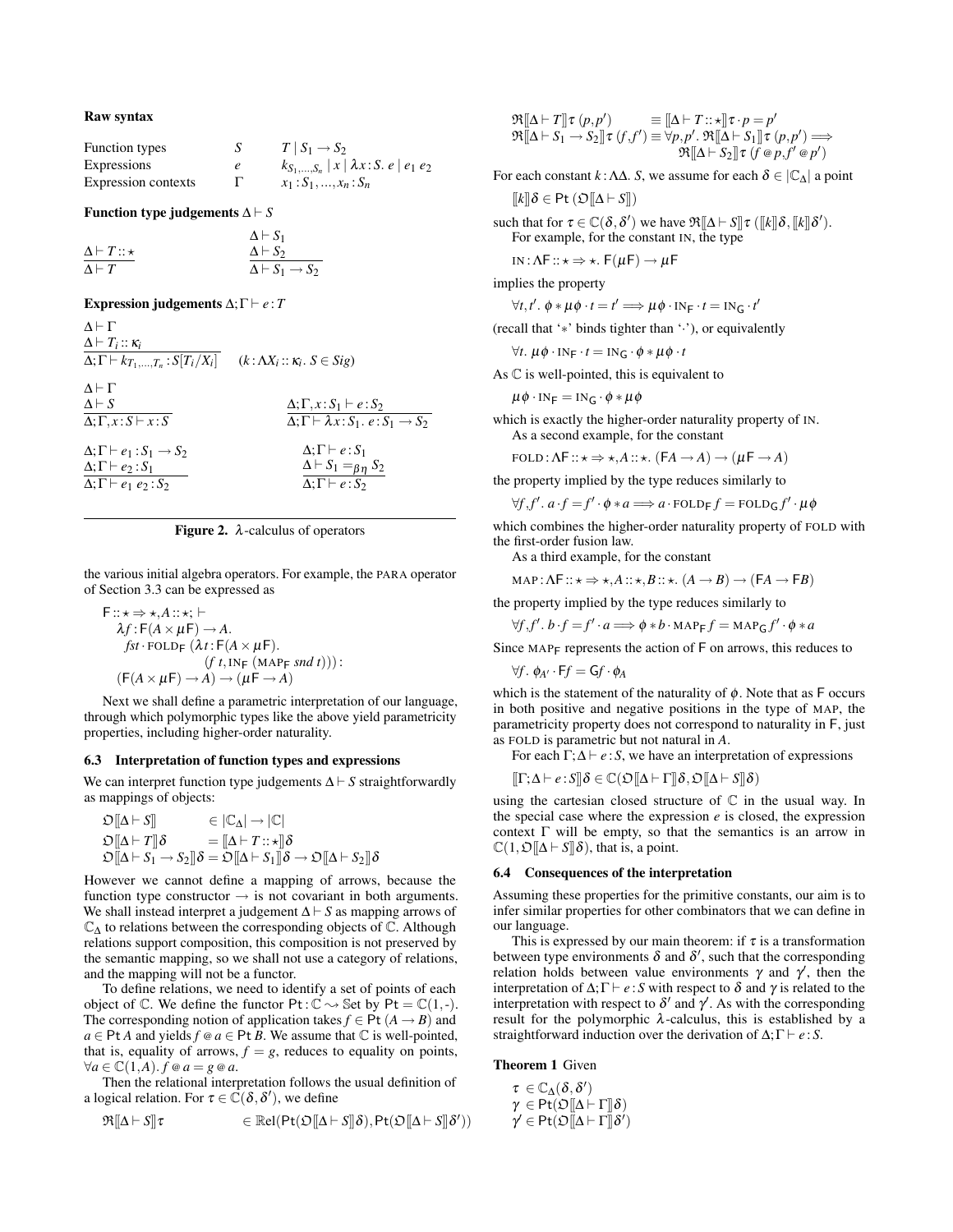**Raw syntax**

| | | |
|---|---|---|
| Function types | $S$ | $T \mid S_1 \to S_2$ |
| Expressions | $e$ | $k_{S_1,\dots,S_n} \mid x \mid \lambda x{:}S.\ e \mid e_1\ e_2$ |
| Expression contexts | $\Gamma$ | $x_1 : S_1, \dots, x_n : S_n$ |

**Function type judgements** $\Delta \vdash S$

$$\frac{\Delta \vdash T :: \star}{\Delta \vdash T} \qquad \frac{\Delta \vdash S_1 \quad \Delta \vdash S_2}{\Delta \vdash S_1 \to S_2}$$

**Expression judgements** $\Delta;\Gamma \vdash e : T$

$$\frac{\Delta \vdash \Gamma \quad \Delta \vdash T_i :: \kappa_i}{\Delta;\Gamma \vdash k_{T_1,\dots,T_n} : S[T_i/X_i]} \quad (k : \Lambda X_i :: \kappa_i.\ S \in Sig)$$

$$\frac{\Delta \vdash \Gamma \quad \Delta \vdash S}{\Delta;\Gamma, x:S \vdash x:S} \qquad \frac{\Delta;\Gamma, x:S_1 \vdash e:S_2}{\Delta;\Gamma \vdash \lambda x{:}S_1.\ e : S_1 \to S_2}$$

$$\frac{\Delta;\Gamma \vdash e_1 : S_1 \to S_2 \quad \Delta;\Gamma \vdash e_2 : S_1}{\Delta;\Gamma \vdash e_1\ e_2 : S_2} \qquad \frac{\Delta;\Gamma \vdash e : S_1 \quad \Delta \vdash S_1 =_{\beta\eta} S_2}{\Delta;\Gamma \vdash e : S_2}$$

**Figure 2.** $\lambda$-calculus of operators

the various initial algebra operators. For example, the PARA operator of Section 3.3 can be expressed as

$$\begin{array}{l}
\mathsf{F} :: \star \Rightarrow \star, A :: \star; \vdash \\
\quad \lambda f : \mathsf{F}(A \times \mu\mathsf{F}) \to A. \\
\quad\quad fst \cdot \text{FOLD}_{\mathsf{F}}\ (\lambda t : \mathsf{F}(A \times \mu\mathsf{F}). \\
\quad\quad\quad\quad (f\ t, \text{IN}_{\mathsf{F}}\ (\text{MAP}_{\mathsf{F}}\ snd\ t))) : \\
\quad (\mathsf{F}(A \times \mu\mathsf{F}) \to A) \to (\mu\mathsf{F} \to A)
\end{array}$$

Next we shall define a parametric interpretation of our language, through which polymorphic types like the above yield parametricity properties, including higher-order naturality.

### 6.3 Interpretation of function types and expressions

We can interpret function type judgements $\Delta \vdash S$ straightforwardly as mappings of objects:

$$\begin{array}{ll}
\mathfrak{O}[\![\Delta \vdash S]\!] & \in |\mathbb{C}_\Delta| \to |\mathbb{C}| \\
\mathfrak{O}[\![\Delta \vdash T]\!]\delta & = [\![\Delta \vdash T :: \star]\!]\delta \\
\mathfrak{O}[\![\Delta \vdash S_1 \to S_2]\!]\delta & = \mathfrak{O}[\![\Delta \vdash S_1]\!]\delta \to \mathfrak{O}[\![\Delta \vdash S_2]\!]\delta
\end{array}$$

However we cannot define a mapping of arrows, because the function type constructor $\to$ is not covariant in both arguments. We shall instead interpret a judgement $\Delta \vdash S$ as mapping arrows of $\mathbb{C}_\Delta$ to relations between the corresponding objects of $\mathbb{C}$. Although relations support composition, this composition is not preserved by the semantic mapping, so we shall not use a category of relations, and the mapping will not be a functor.

To define relations, we need to identify a set of points of each object of $\mathbb{C}$. We define the functor $\mathsf{Pt} : \mathbb{C} \rightsquigarrow \mathbb{S}\text{et}$ by $\mathsf{Pt} = \mathbb{C}(1, \text{-})$. The corresponding notion of application takes $f \in \mathsf{Pt}\,(A \to B)$ and $a \in \mathsf{Pt}\,A$ and yields $f \mathbin{@} a \in \mathsf{Pt}\,B$. We assume that $\mathbb{C}$ is well-pointed, that is, equality of arrows, $f = g$, reduces to equality on points, $\forall a \in \mathbb{C}(1,A).\ f \mathbin{@} a = g \mathbin{@} a$.

Then the relational interpretation follows the usual definition of a logical relation. For $\tau \in \mathbb{C}(\delta, \delta')$, we define

$$\begin{array}{ll}
\mathfrak{R}[\![\Delta \vdash S]\!]\tau & \in \mathbb{R}\text{el}(\mathsf{Pt}(\mathfrak{O}[\![\Delta \vdash S]\!]\delta), \mathsf{Pt}(\mathfrak{O}[\![\Delta \vdash S]\!]\delta')) \\
\mathfrak{R}[\![\Delta \vdash T]\!]\tau\ (p, p') & \equiv [\![\Delta \vdash T :: \star]\!]\tau \cdot p = p' \\
\mathfrak{R}[\![\Delta \vdash S_1 \to S_2]\!]\tau\ (f, f') & \equiv \forall p, p'.\ \mathfrak{R}[\![\Delta \vdash S_1]\!]\tau\ (p, p') \Longrightarrow \\
& \qquad \mathfrak{R}[\![\Delta \vdash S_2]\!]\tau\ (f \mathbin{@} p, f' \mathbin{@} p')
\end{array}$$

For each constant $k : \Lambda\Delta.\ S$, we assume for each $\delta \in |\mathbb{C}_\Delta|$ a point

$$[\![k]\!]\delta \in \mathsf{Pt}\,(\mathfrak{O}[\![\Delta \vdash S]\!])$$

such that for $\tau \in \mathbb{C}(\delta, \delta')$ we have $\mathfrak{R}[\![\Delta \vdash S]\!]\tau\ ([\![k]\!]\delta, [\![k]\!]\delta')$.

For example, for the constant IN, the type

$$\text{IN} : \Lambda\mathsf{F} :: \star \Rightarrow \star.\ \mathsf{F}(\mu\mathsf{F}) \to \mu\mathsf{F}$$

implies the property

$$\forall t, t'.\ \phi * \mu\phi \cdot t = t' \Longrightarrow \mu\phi \cdot \text{IN}_{\mathsf{F}} \cdot t = \text{IN}_{\mathsf{G}} \cdot t'$$

(recall that '$*$' binds tighter than '$\cdot$'), or equivalently

$$\forall t.\ \mu\phi \cdot \text{IN}_{\mathsf{F}} \cdot t = \text{IN}_{\mathsf{G}} \cdot \phi * \mu\phi \cdot t$$

As $\mathbb{C}$ is well-pointed, this is equivalent to

$$\mu\phi \cdot \text{IN}_{\mathsf{F}} = \text{IN}_{\mathsf{G}} \cdot \phi * \mu\phi$$

which is exactly the higher-order naturality property of IN.

As a second example, for the constant

$$\text{FOLD} : \Lambda\mathsf{F} :: \star \Rightarrow \star, A :: \star.\ (\mathsf{F}A \to A) \to (\mu\mathsf{F} \to A)$$

the property implied by the type reduces similarly to

$$\forall f, f'.\ a \cdot f = f' \cdot \phi * a \Longrightarrow a \cdot \text{FOLD}_{\mathsf{F}}\,f = \text{FOLD}_{\mathsf{G}}\,f' \cdot \mu\phi$$

which combines the higher-order naturality property of FOLD with the first-order fusion law.

As a third example, for the constant

$$\text{MAP} : \Lambda\mathsf{F} :: \star \Rightarrow \star, A :: \star, B :: \star.\ (A \to B) \to (\mathsf{F}A \to \mathsf{F}B)$$

the property implied by the type reduces similarly to

$$\forall f, f'.\ b \cdot f = f' \cdot a \Longrightarrow \phi * b \cdot \text{MAP}_{\mathsf{F}}\,f = \text{MAP}_{\mathsf{G}}\,f' \cdot \phi * a$$

Since $\text{MAP}_{\mathsf{F}}$ represents the action of $\mathsf{F}$ on arrows, this reduces to

$$\forall f.\ \phi_{A'} \cdot \mathsf{F}f = \mathsf{G}f \cdot \phi_A$$

which is the statement of the naturality of $\phi$. Note that as $\mathsf{F}$ occurs in both positive and negative positions in the type of MAP, the parametricity property does not correspond to naturality in $\mathsf{F}$, just as FOLD is parametric but not natural in $A$.

For each $\Gamma;\Delta \vdash e : S$, we have an interpretation of expressions

$$[\![\Gamma;\Delta \vdash e : S]\!]\delta \in \mathbb{C}(\mathfrak{O}[\![\Delta \vdash \Gamma]\!]\delta, \mathfrak{O}[\![\Delta \vdash S]\!]\delta)$$

using the cartesian closed structure of $\mathbb{C}$ in the usual way. In the special case where the expression $e$ is closed, the expression context $\Gamma$ will be empty, so that the semantics is an arrow in $\mathbb{C}(1, \mathfrak{O}[\![\Delta \vdash S]\!]\delta)$, that is, a point.

### 6.4 Consequences of the interpretation

Assuming these properties for the primitive constants, our aim is to infer similar properties for other combinators that we can define in our language.

This is expressed by our main theorem: if $\tau$ is a transformation between type environments $\delta$ and $\delta'$, such that the corresponding relation holds between value environments $\gamma$ and $\gamma'$, then the interpretation of $\Delta;\Gamma \vdash e : S$ with respect to $\delta$ and $\gamma$ is related to the interpretation with respect to $\delta'$ and $\gamma'$. As with the corresponding result for the polymorphic $\lambda$-calculus, this is established by a straightforward induction over the derivation of $\Delta;\Gamma \vdash e : S$.

**Theorem 1** Given

$$\begin{array}{l}
\tau \in \mathbb{C}_\Delta(\delta, \delta') \\
\gamma \in \mathsf{Pt}(\mathfrak{O}[\![\Delta \vdash \Gamma]\!]\delta) \\
\gamma' \in \mathsf{Pt}(\mathfrak{O}[\![\Delta \vdash \Gamma]\!]\delta')
\end{array}$$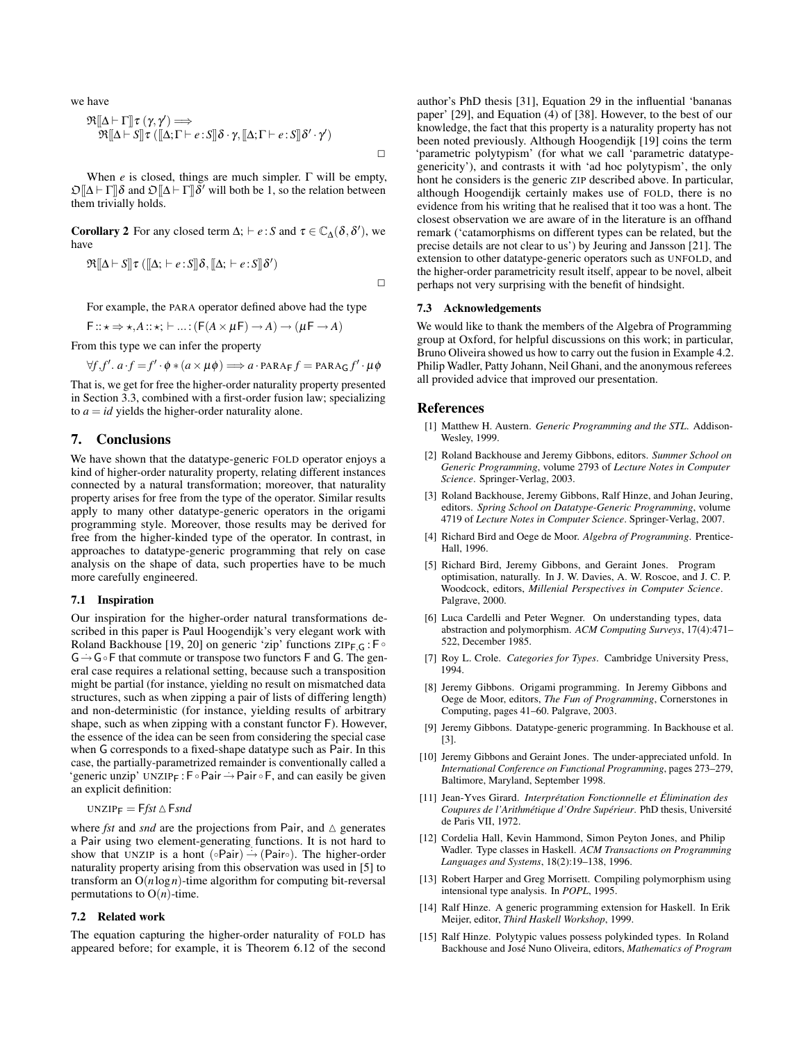we have

$$\mathfrak{R}[\![\Delta \vdash \Gamma]\!]\tau\,(\gamma,\gamma') \Longrightarrow \\ \quad \mathfrak{R}[\![\Delta \vdash S]\!]\tau\,([\![\Delta;\Gamma \vdash e : S]\!]\delta \cdot \gamma, [\![\Delta;\Gamma \vdash e : S]\!]\delta' \cdot \gamma')$$

□

When $e$ is closed, things are much simpler. $\Gamma$ will be empty, $\mathfrak{O}[\![\Delta \vdash \Gamma]\!]\delta$ and $\mathfrak{O}[\![\Delta \vdash \Gamma]\!]\delta'$ will both be 1, so the relation between them trivially holds.

**Corollary 2** For any closed term $\Delta; \vdash e : S$ and $\tau \in \mathbb{C}_\Delta(\delta,\delta')$, we have

$$\mathfrak{R}[\![\Delta \vdash S]\!]\tau\,([\![\Delta; \vdash e : S]\!]\delta, [\![\Delta; \vdash e : S]\!]\delta')$$

□

For example, the PARA operator defined above had the type

$$\mathsf{F} :: \star \Rightarrow \star, A :: \star; \vdash \ldots : (\mathsf{F}(A \times \mu\mathsf{F}) \to A) \to (\mu\mathsf{F} \to A)$$

From this type we can infer the property

$$\forall f, f'.\ a \cdot f = f' \cdot \phi * (a \times \mu\phi) \Longrightarrow a \cdot \mathrm{PARA}_{\mathsf{F}}\, f = \mathrm{PARA}_{\mathsf{G}}\, f' \cdot \mu\phi$$

That is, we get for free the higher-order naturality property presented in Section 3.3, combined with a first-order fusion law; specializing to $a = id$ yields the higher-order naturality alone.

## 7. Conclusions

We have shown that the datatype-generic FOLD operator enjoys a kind of higher-order naturality property, relating different instances connected by a natural transformation; moreover, that naturality property arises for free from the type of the operator. Similar results apply to many other datatype-generic operators in the origami programming style. Moreover, those results may be derived for free from the higher-kinded type of the operator. In contrast, in approaches to datatype-generic programming that rely on case analysis on the shape of data, such properties have to be much more carefully engineered.

### 7.1 Inspiration

Our inspiration for the higher-order natural transformations described in this paper is Paul Hoogendijk's very elegant work with Roland Backhouse [19, 20] on generic 'zip' functions $\mathrm{ZIP}_{\mathsf{F},\mathsf{G}} : \mathsf{F} \circ \mathsf{G} \dot{\to} \mathsf{G} \circ \mathsf{F}$ that commute or transpose two functors $\mathsf{F}$ and $\mathsf{G}$. The general case requires a relational setting, because such a transposition might be partial (for instance, yielding no result on mismatched data structures, such as when zipping a pair of lists of differing length) and non-deterministic (for instance, yielding results of arbitrary shape, such as when zipping with a constant functor $\mathsf{F}$). However, the essence of the idea can be seen from considering the special case when $\mathsf{G}$ corresponds to a fixed-shape datatype such as $\mathsf{Pair}$. In this case, the partially-parametrized remainder is conventionally called a 'generic unzip' $\mathrm{UNZIP}_{\mathsf{F}} : \mathsf{F} \circ \mathsf{Pair} \dot{\to} \mathsf{Pair} \circ \mathsf{F}$, and can easily be given an explicit definition:

$$\mathrm{UNZIP}_{\mathsf{F}} = \mathsf{F} fst \vartriangle \mathsf{F} snd$$

where *fst* and *snd* are the projections from $\mathsf{Pair}$, and $\vartriangle$ generates a $\mathsf{Pair}$ using two element-generating functions. It is not hard to show that UNZIP is a hont $(\circ\mathsf{Pair}) \stackrel{..}{\to} (\mathsf{Pair}\circ)$. The higher-order naturality property arising from this observation was used in [5] to transform an $O(n \log n)$-time algorithm for computing bit-reversal permutations to $O(n)$-time.

### 7.2 Related work

The equation capturing the higher-order naturality of FOLD has appeared before; for example, it is Theorem 6.12 of the second author's PhD thesis [31], Equation 29 in the influential 'bananas paper' [29], and Equation (4) of [38]. However, to the best of our knowledge, the fact that this property is a naturality property has not been noted previously. Although Hoogendijk [19] coins the term 'parametric polytypism' (for what we call 'parametric datatype-genericity'), and contrasts it with 'ad hoc polytypism', the only hont he considers is the generic ZIP described above. In particular, although Hoogendijk certainly makes use of FOLD, there is no evidence from his writing that he realised that it too was a hont. The closest observation we are aware of in the literature is an offhand remark ('catamorphisms on different types can be related, but the precise details are not clear to us') by Jeuring and Jansson [21]. The extension to other datatype-generic operators such as UNFOLD, and the higher-order parametricity result itself, appear to be novel, albeit perhaps not very surprising with the benefit of hindsight.

### 7.3 Acknowledgements

We would like to thank the members of the Algebra of Programming group at Oxford, for helpful discussions on this work; in particular, Bruno Oliveira showed us how to carry out the fusion in Example 4.2. Philip Wadler, Patty Johann, Neil Ghani, and the anonymous referees all provided advice that improved our presentation.

## References

[1] Matthew H. Austern. *Generic Programming and the STL*. Addison-Wesley, 1999.

[2] Roland Backhouse and Jeremy Gibbons, editors. *Summer School on Generic Programming*, volume 2793 of *Lecture Notes in Computer Science*. Springer-Verlag, 2003.

[3] Roland Backhouse, Jeremy Gibbons, Ralf Hinze, and Johan Jeuring, editors. *Spring School on Datatype-Generic Programming*, volume 4719 of *Lecture Notes in Computer Science*. Springer-Verlag, 2007.

[4] Richard Bird and Oege de Moor. *Algebra of Programming*. Prentice-Hall, 1996.

[5] Richard Bird, Jeremy Gibbons, and Geraint Jones. Program optimisation, naturally. In J. W. Davies, A. W. Roscoe, and J. C. P. Woodcock, editors, *Millenial Perspectives in Computer Science*. Palgrave, 2000.

[6] Luca Cardelli and Peter Wegner. On understanding types, data abstraction and polymorphism. *ACM Computing Surveys*, 17(4):471–522, December 1985.

[7] Roy L. Crole. *Categories for Types*. Cambridge University Press, 1994.

[8] Jeremy Gibbons. Origami programming. In Jeremy Gibbons and Oege de Moor, editors, *The Fun of Programming*, Cornerstones in Computing, pages 41–60. Palgrave, 2003.

[9] Jeremy Gibbons. Datatype-generic programming. In Backhouse et al. [3].

[10] Jeremy Gibbons and Geraint Jones. The under-appreciated unfold. In *International Conference on Functional Programming*, pages 273–279, Baltimore, Maryland, September 1998.

[11] Jean-Yves Girard. *Interprétation Fonctionnelle et Élimination des Coupures de l'Arithmétique d'Ordre Supérieur*. PhD thesis, Université de Paris VII, 1972.

[12] Cordelia Hall, Kevin Hammond, Simon Peyton Jones, and Philip Wadler. Type classes in Haskell. *ACM Transactions on Programming Languages and Systems*, 18(2):19–138, 1996.

[13] Robert Harper and Greg Morrisett. Compiling polymorphism using intensional type analysis. In *POPL*, 1995.

[14] Ralf Hinze. A generic programming extension for Haskell. In Erik Meijer, editor, *Third Haskell Workshop*, 1999.

[15] Ralf Hinze. Polytypic values possess polykinded types. In Roland Backhouse and José Nuno Oliveira, editors, *Mathematics of Program*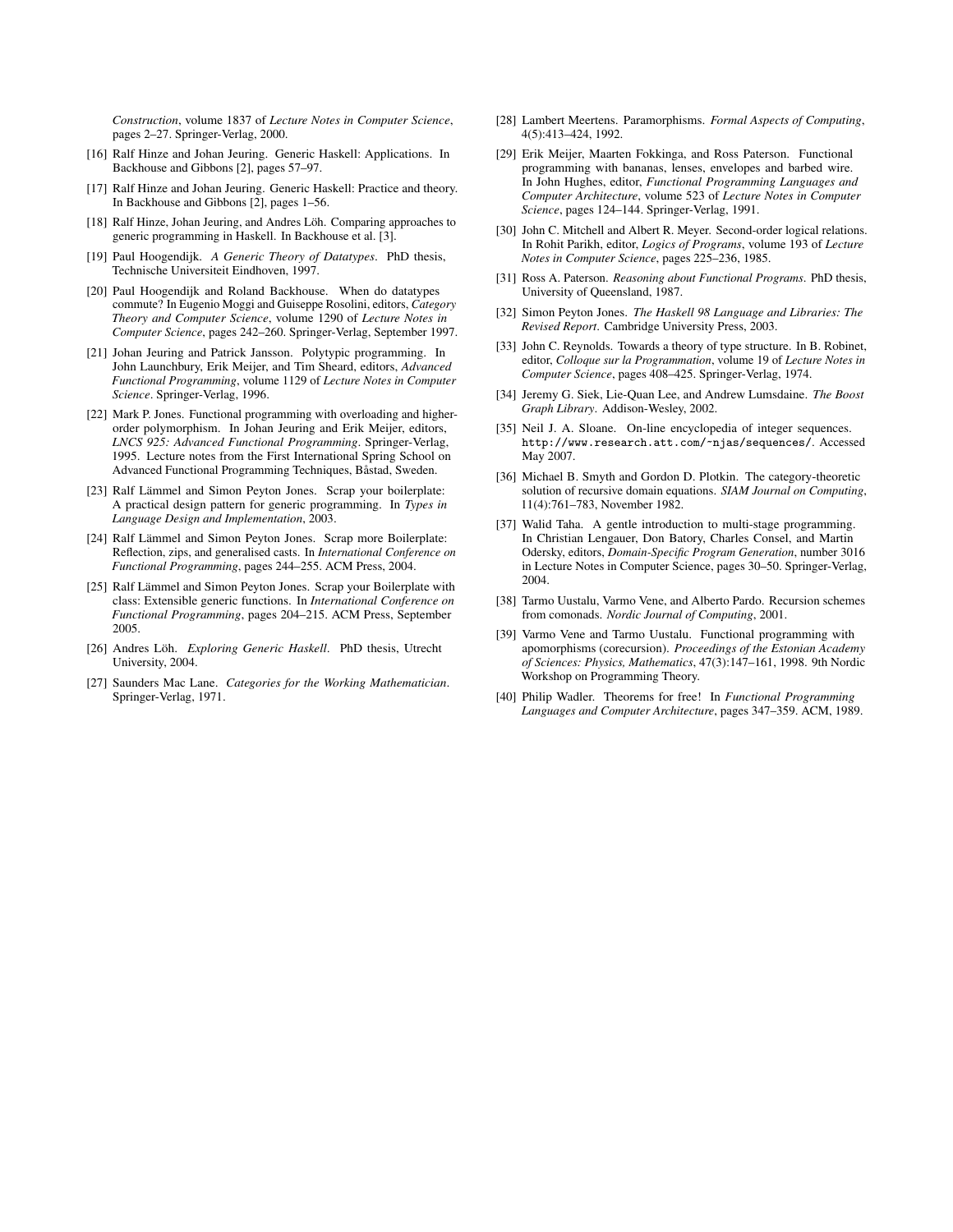*Construction*, volume 1837 of *Lecture Notes in Computer Science*, pages 2–27. Springer-Verlag, 2000.

[16] Ralf Hinze and Johan Jeuring. Generic Haskell: Applications. In Backhouse and Gibbons [2], pages 57–97.

[17] Ralf Hinze and Johan Jeuring. Generic Haskell: Practice and theory. In Backhouse and Gibbons [2], pages 1–56.

[18] Ralf Hinze, Johan Jeuring, and Andres Löh. Comparing approaches to generic programming in Haskell. In Backhouse et al. [3].

[19] Paul Hoogendijk. *A Generic Theory of Datatypes*. PhD thesis, Technische Universiteit Eindhoven, 1997.

[20] Paul Hoogendijk and Roland Backhouse. When do datatypes commute? In Eugenio Moggi and Guiseppe Rosolini, editors, *Category Theory and Computer Science*, volume 1290 of *Lecture Notes in Computer Science*, pages 242–260. Springer-Verlag, September 1997.

[21] Johan Jeuring and Patrick Jansson. Polytypic programming. In John Launchbury, Erik Meijer, and Tim Sheard, editors, *Advanced Functional Programming*, volume 1129 of *Lecture Notes in Computer Science*. Springer-Verlag, 1996.

[22] Mark P. Jones. Functional programming with overloading and higher-order polymorphism. In Johan Jeuring and Erik Meijer, editors, *LNCS 925: Advanced Functional Programming*. Springer-Verlag, 1995. Lecture notes from the First International Spring School on Advanced Functional Programming Techniques, Båstad, Sweden.

[23] Ralf Lämmel and Simon Peyton Jones. Scrap your boilerplate: A practical design pattern for generic programming. In *Types in Language Design and Implementation*, 2003.

[24] Ralf Lämmel and Simon Peyton Jones. Scrap more Boilerplate: Reflection, zips, and generalised casts. In *International Conference on Functional Programming*, pages 244–255. ACM Press, 2004.

[25] Ralf Lämmel and Simon Peyton Jones. Scrap your Boilerplate with class: Extensible generic functions. In *International Conference on Functional Programming*, pages 204–215. ACM Press, September 2005.

[26] Andres Löh. *Exploring Generic Haskell*. PhD thesis, Utrecht University, 2004.

[27] Saunders Mac Lane. *Categories for the Working Mathematician*. Springer-Verlag, 1971.

[28] Lambert Meertens. Paramorphisms. *Formal Aspects of Computing*, 4(5):413–424, 1992.

[29] Erik Meijer, Maarten Fokkinga, and Ross Paterson. Functional programming with bananas, lenses, envelopes and barbed wire. In John Hughes, editor, *Functional Programming Languages and Computer Architecture*, volume 523 of *Lecture Notes in Computer Science*, pages 124–144. Springer-Verlag, 1991.

[30] John C. Mitchell and Albert R. Meyer. Second-order logical relations. In Rohit Parikh, editor, *Logics of Programs*, volume 193 of *Lecture Notes in Computer Science*, pages 225–236, 1985.

[31] Ross A. Paterson. *Reasoning about Functional Programs*. PhD thesis, University of Queensland, 1987.

[32] Simon Peyton Jones. *The Haskell 98 Language and Libraries: The Revised Report*. Cambridge University Press, 2003.

[33] John C. Reynolds. Towards a theory of type structure. In B. Robinet, editor, *Colloque sur la Programmation*, volume 19 of *Lecture Notes in Computer Science*, pages 408–425. Springer-Verlag, 1974.

[34] Jeremy G. Siek, Lie-Quan Lee, and Andrew Lumsdaine. *The Boost Graph Library*. Addison-Wesley, 2002.

[35] Neil J. A. Sloane. On-line encyclopedia of integer sequences. `http://www.research.att.com/~njas/sequences/`. Accessed May 2007.

[36] Michael B. Smyth and Gordon D. Plotkin. The category-theoretic solution of recursive domain equations. *SIAM Journal on Computing*, 11(4):761–783, November 1982.

[37] Walid Taha. A gentle introduction to multi-stage programming. In Christian Lengauer, Don Batory, Charles Consel, and Martin Odersky, editors, *Domain-Specific Program Generation*, number 3016 in Lecture Notes in Computer Science, pages 30–50. Springer-Verlag, 2004.

[38] Tarmo Uustalu, Varmo Vene, and Alberto Pardo. Recursion schemes from comonads. *Nordic Journal of Computing*, 2001.

[39] Varmo Vene and Tarmo Uustalu. Functional programming with apomorphisms (corecursion). *Proceedings of the Estonian Academy of Sciences: Physics, Mathematics*, 47(3):147–161, 1998. 9th Nordic Workshop on Programming Theory.

[40] Philip Wadler. Theorems for free! In *Functional Programming Languages and Computer Architecture*, pages 347–359. ACM, 1989.